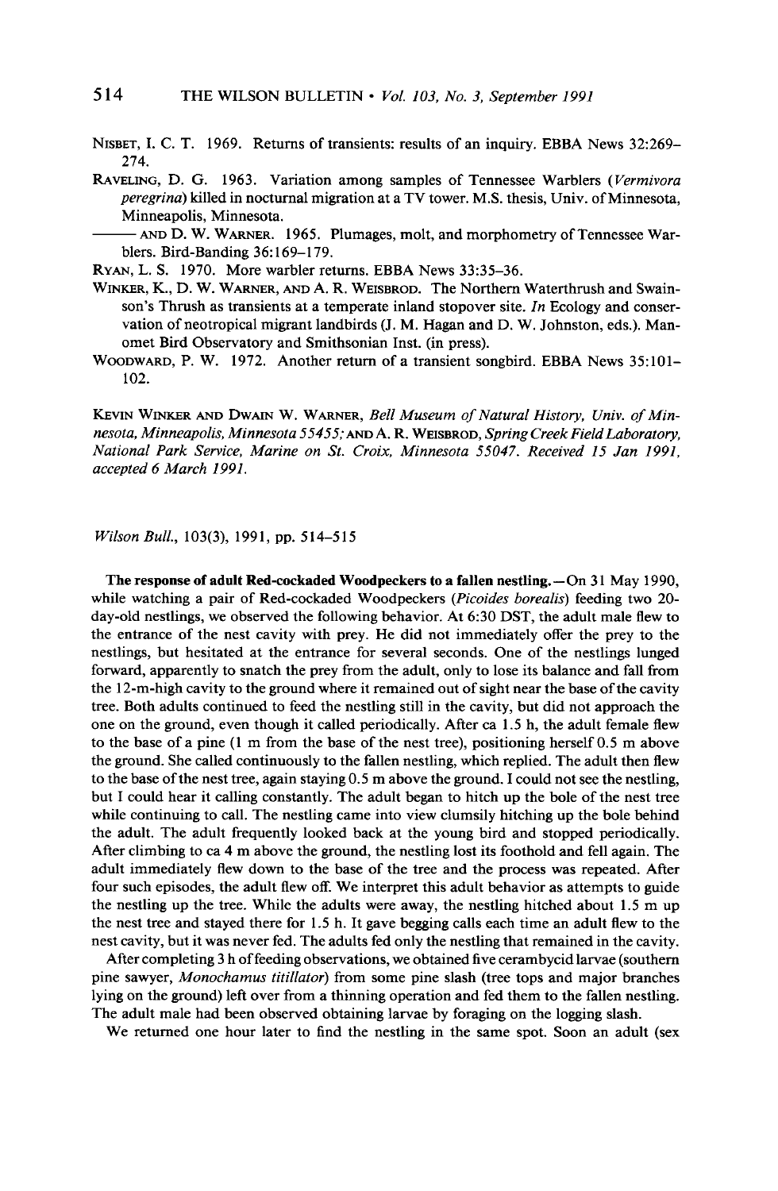Nisbet, I. C. T. 1969. Returns of transients: results of an inquiry. EBBA News 32:269–274.

Raveling, D. G. 1963. Variation among samples of Tennessee Warblers (*Vermivora peregrina*) killed in nocturnal migration at a TV tower. M.S. thesis, Univ. of Minnesota, Minneapolis, Minnesota.

——— and D. W. Warner. 1965. Plumages, molt, and morphometry of Tennessee Warblers. Bird-Banding 36:169–179.

Ryan, L. S. 1970. More warbler returns. EBBA News 33:35–36.

Winker, K., D. W. Warner, and A. R. Weisbrod. The Northern Waterthrush and Swainson's Thrush as transients at a temperate inland stopover site. *In* Ecology and conservation of neotropical migrant landbirds (J. M. Hagan and D. W. Johnston, eds.). Manomet Bird Observatory and Smithsonian Inst. (in press).

Woodward, P. W. 1972. Another return of a transient songbird. EBBA News 35:101–102.

Kevin Winker and Dwain W. Warner, *Bell Museum of Natural History, Univ. of Minnesota, Minneapolis, Minnesota 55455;* and A. R. Weisbrod, *Spring Creek Field Laboratory, National Park Service, Marine on St. Croix, Minnesota 55047. Received 15 Jan 1991, accepted 6 March 1991.*

*Wilson Bull.*, 103(3), 1991, pp. 514–515

**The response of adult Red-cockaded Woodpeckers to a fallen nestling.**—On 31 May 1990, while watching a pair of Red-cockaded Woodpeckers (*Picoides borealis*) feeding two 20-day-old nestlings, we observed the following behavior. At 6:30 DST, the adult male flew to the entrance of the nest cavity with prey. He did not immediately offer the prey to the nestlings, but hesitated at the entrance for several seconds. One of the nestlings lunged forward, apparently to snatch the prey from the adult, only to lose its balance and fall from the 12-m-high cavity to the ground where it remained out of sight near the base of the cavity tree. Both adults continued to feed the nestling still in the cavity, but did not approach the one on the ground, even though it called periodically. After ca 1.5 h, the adult female flew to the base of a pine (1 m from the base of the nest tree), positioning herself 0.5 m above the ground. She called continuously to the fallen nestling, which replied. The adult then flew to the base of the nest tree, again staying 0.5 m above the ground. I could not see the nestling, but I could hear it calling constantly. The adult began to hitch up the bole of the nest tree while continuing to call. The nestling came into view clumsily hitching up the bole behind the adult. The adult frequently looked back at the young bird and stopped periodically. After climbing to ca 4 m above the ground, the nestling lost its foothold and fell again. The adult immediately flew down to the base of the tree and the process was repeated. After four such episodes, the adult flew off. We interpret this adult behavior as attempts to guide the nestling up the tree. While the adults were away, the nestling hitched about 1.5 m up the nest tree and stayed there for 1.5 h. It gave begging calls each time an adult flew to the nest cavity, but it was never fed. The adults fed only the nestling that remained in the cavity.

After completing 3 h of feeding observations, we obtained five cerambycid larvae (southern pine sawyer, *Monochamus titillator*) from some pine slash (tree tops and major branches lying on the ground) left over from a thinning operation and fed them to the fallen nestling. The adult male had been observed obtaining larvae by foraging on the logging slash.

We returned one hour later to find the nestling in the same spot. Soon an adult (sex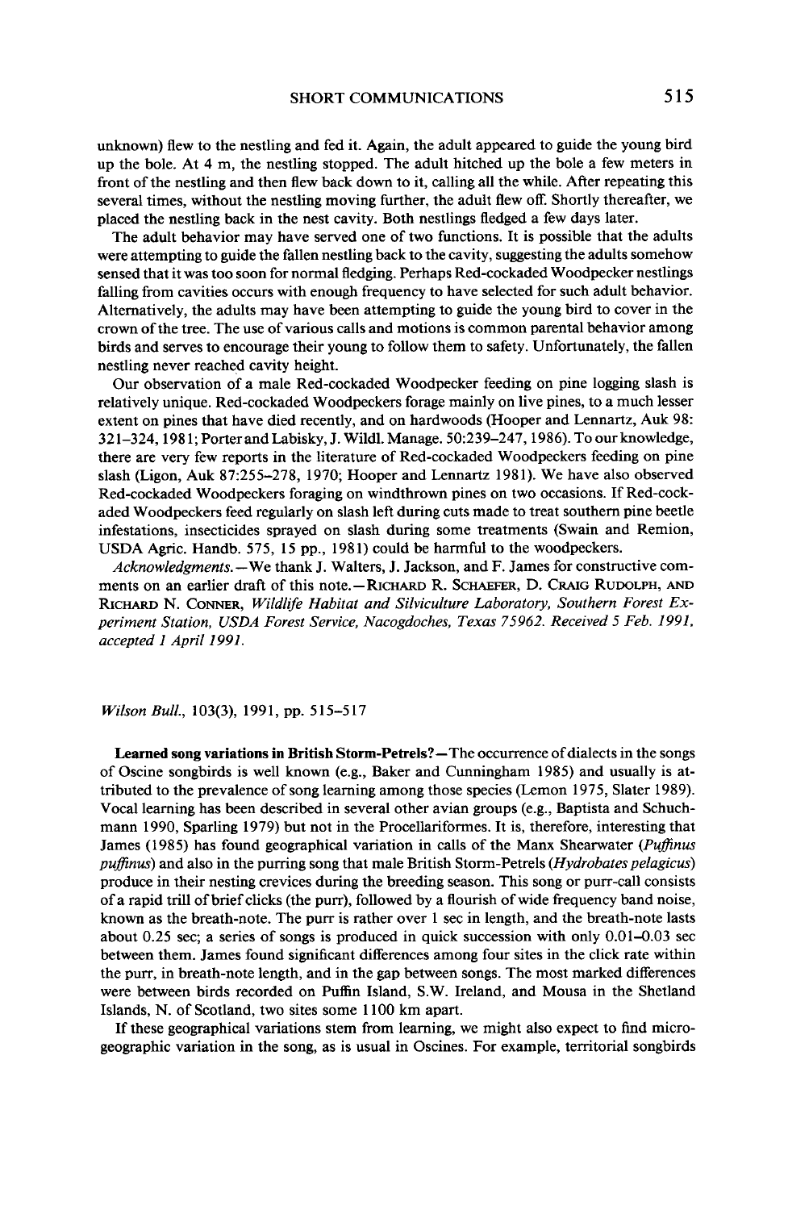unknown) flew to the nestling and fed it. Again, the adult appeared to guide the young bird up the bole. At 4 m, the nestling stopped. The adult hitched up the bole a few meters in front of the nestling and then flew back down to it, calling all the while. After repeating this several times, without the nestling moving further, the adult flew off. Shortly thereafter, we placed the nestling back in the nest cavity. Both nestlings fledged a few days later.

The adult behavior may have served one of two functions. It is possible that the adults were attempting to guide the fallen nestling back to the cavity, suggesting the adults somehow sensed that it was too soon for normal fledging. Perhaps Red-cockaded Woodpecker nestlings falling from cavities occurs with enough frequency to have selected for such adult behavior. Alternatively, the adults may have been attempting to guide the young bird to cover in the crown of the tree. The use of various calls and motions is common parental behavior among birds and serves to encourage their young to follow them to safety. Unfortunately, the fallen nestling never reached cavity height.

Our observation of a male Red-cockaded Woodpecker feeding on pine logging slash is relatively unique. Red-cockaded Woodpeckers forage mainly on live pines, to a much lesser extent on pines that have died recently, and on hardwoods (Hooper and Lennartz, Auk 98: 321–324, 1981; Porter and Labisky, J. Wildl. Manage. 50:239–247, 1986). To our knowledge, there are very few reports in the literature of Red-cockaded Woodpeckers feeding on pine slash (Ligon, Auk 87:255–278, 1970; Hooper and Lennartz 1981). We have also observed Red-cockaded Woodpeckers foraging on windthrown pines on two occasions. If Red-cockaded Woodpeckers feed regularly on slash left during cuts made to treat southern pine beetle infestations, insecticides sprayed on slash during some treatments (Swain and Remion, USDA Agric. Handb. 575, 15 pp., 1981) could be harmful to the woodpeckers.

*Acknowledgments.*—We thank J. Walters, J. Jackson, and F. James for constructive comments on an earlier draft of this note.—Richard R. Schaefer, D. Craig Rudolph, and Richard N. Conner, *Wildlife Habitat and Silviculture Laboratory, Southern Forest Experiment Station, USDA Forest Service, Nacogdoches, Texas 75962. Received 5 Feb. 1991, accepted 1 April 1991.*

*Wilson Bull.*, 103(3), 1991, pp. 515–517

**Learned song variations in British Storm-Petrels?**—The occurrence of dialects in the songs of Oscine songbirds is well known (e.g., Baker and Cunningham 1985) and usually is attributed to the prevalence of song learning among those species (Lemon 1975, Slater 1989). Vocal learning has been described in several other avian groups (e.g., Baptista and Schuchmann 1990, Sparling 1979) but not in the Procellariformes. It is, therefore, interesting that James (1985) has found geographical variation in calls of the Manx Shearwater (*Puffinus puffinus*) and also in the purring song that male British Storm-Petrels (*Hydrobates pelagicus*) produce in their nesting crevices during the breeding season. This song or purr-call consists of a rapid trill of brief clicks (the purr), followed by a flourish of wide frequency band noise, known as the breath-note. The purr is rather over 1 sec in length, and the breath-note lasts about 0.25 sec; a series of songs is produced in quick succession with only 0.01–0.03 sec between them. James found significant differences among four sites in the click rate within the purr, in breath-note length, and in the gap between songs. The most marked differences were between birds recorded on Puffin Island, S.W. Ireland, and Mousa in the Shetland Islands, N. of Scotland, two sites some 1100 km apart.

If these geographical variations stem from learning, we might also expect to find microgeographic variation in the song, as is usual in Oscines. For example, territorial songbirds